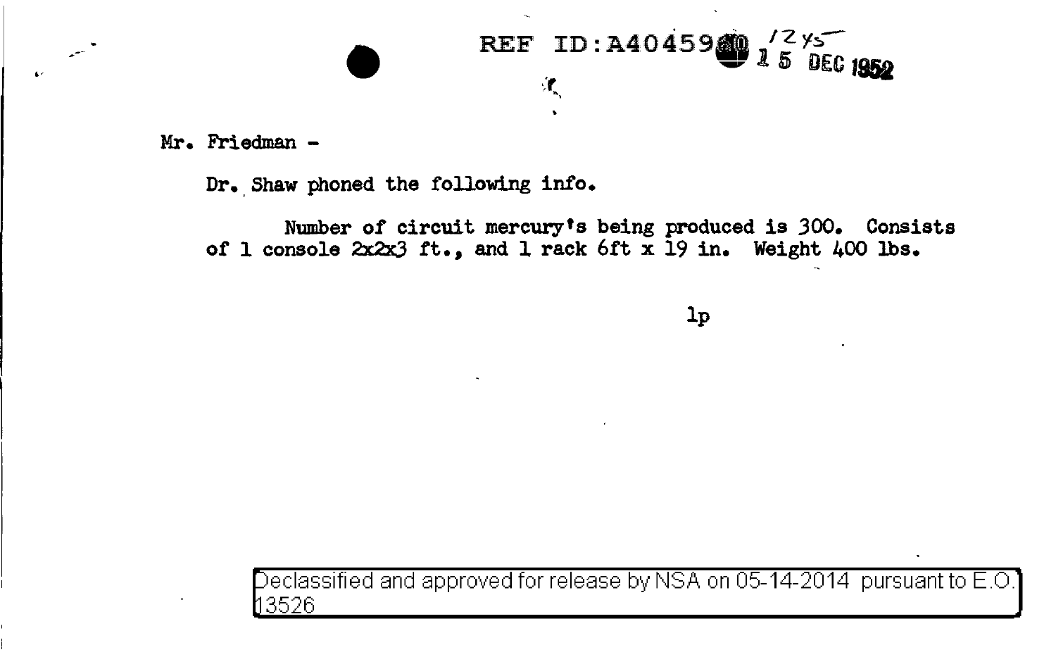REF ID:A4045980 12Y5 15 DEC 1952

Mr. Friedman -

Dr. Shaw phoned the following info.

Number of circuit mercury's being produced is 300. Consists of 1 console 2x2x3 ft., and 1 rack 6ft x 19 in. Weight 400 lbs.

lp

Declassified and approved for release by NSA on 05-14-2014 pursuant to E.O. 13526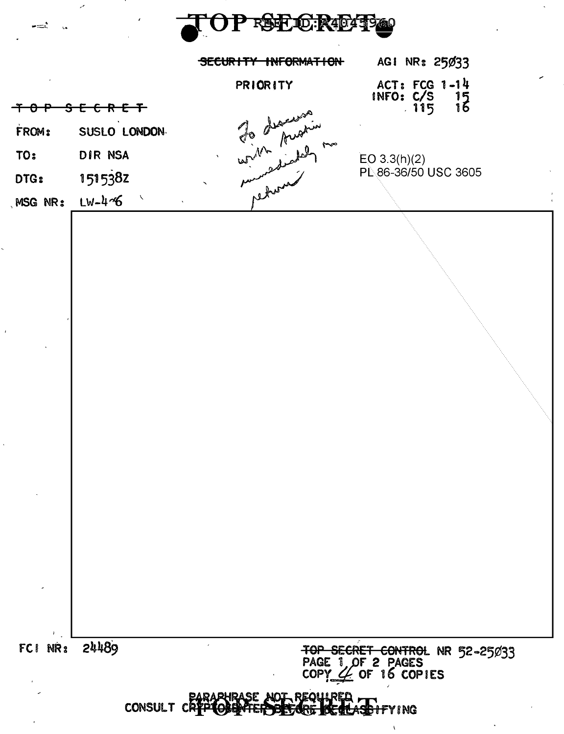TOP SECRET

REF ID: A4045960

~~SECURITY INFORMATION~~

PRIORITY

AGI NR: 25Ø33

ACT: FCG 1-14
INFO: C/S 15
115 16

~~TOP SECRET~~

FROM: SUSLO LONDON

TO: DIR NSA

DTG: 151538Z

MSG NR: LW-4?6

*To discuss with Austin immediately on return*

EO 3.3(h)(2)
PL 86-36/50 USC 3605

FCI NR: 24489

~~TOP SECRET CONTROL~~ NR 52-25Ø33
PAGE 1 OF 2 PAGES
COPY 4 OF 16 COPIES

PARAPHRASE NOT REQUIRED
CONSULT CRYPTOCENTER BEFORE DECLASSIFYING

TOP SECRET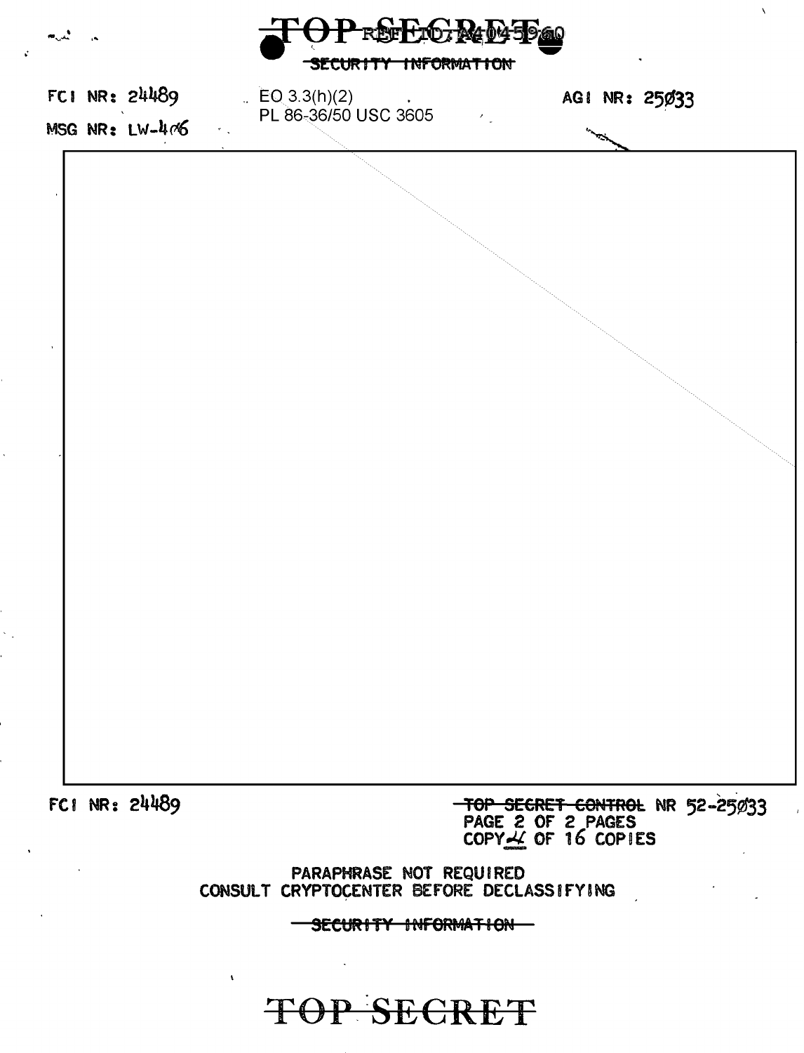~~TOP SECRET~~ REF ID:A4045960

~~SECURITY INFORMATION~~

FCI NR: 24489

MSG NR: LW-406

EO 3.3(h)(2)
PL 86-36/50 USC 3605

AGI NR: 25Ø33

FCI NR: 24489

~~TOP SECRET CONTROL~~ NR 52-25Ø33
PAGE 2 OF 2 PAGES
COPY 4 OF 16 COPIES

PARAPHRASE NOT REQUIRED
CONSULT CRYPTOCENTER BEFORE DECLASSIFYING

~~SECURITY INFORMATION~~

~~TOP SECRET~~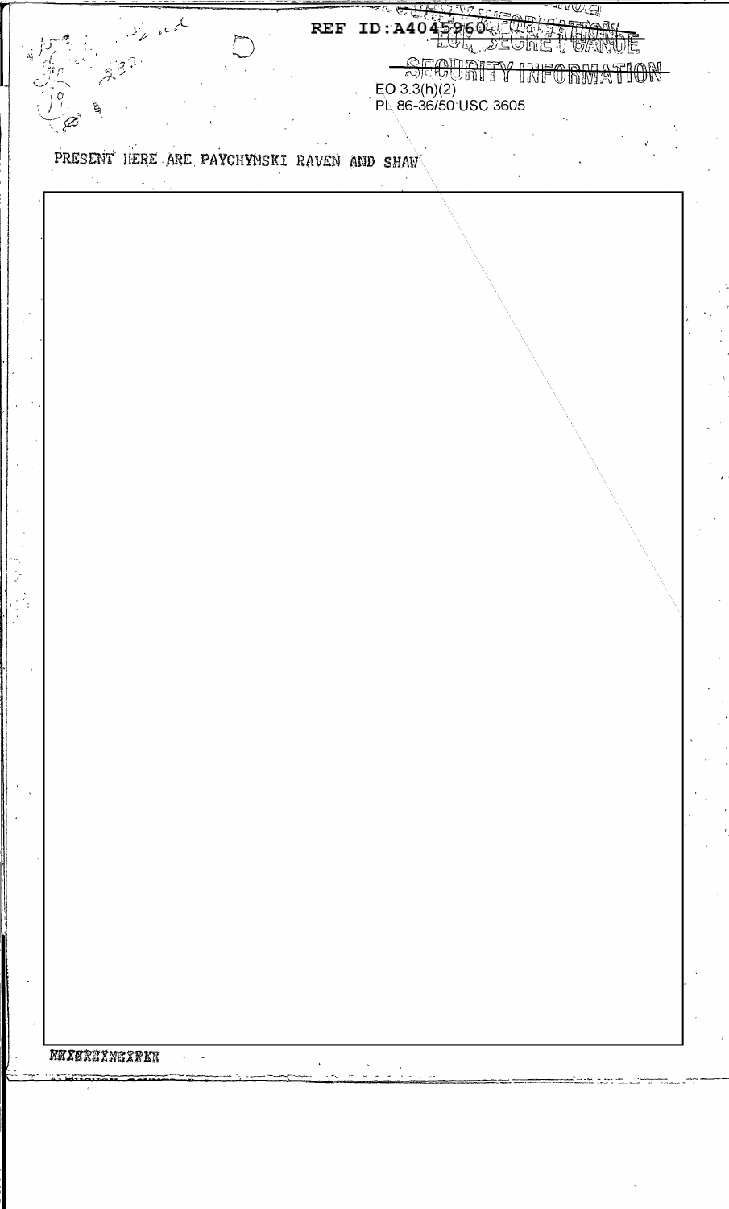REF ID:A4045960

SECURITY INFORMATION

EO 3.3(h)(2)
PL 86-36/50 USC 3605

PRESENT HERE ARE PAYCHYNSKI RAVEN AND SHAW

NXXXRXXNXXRXX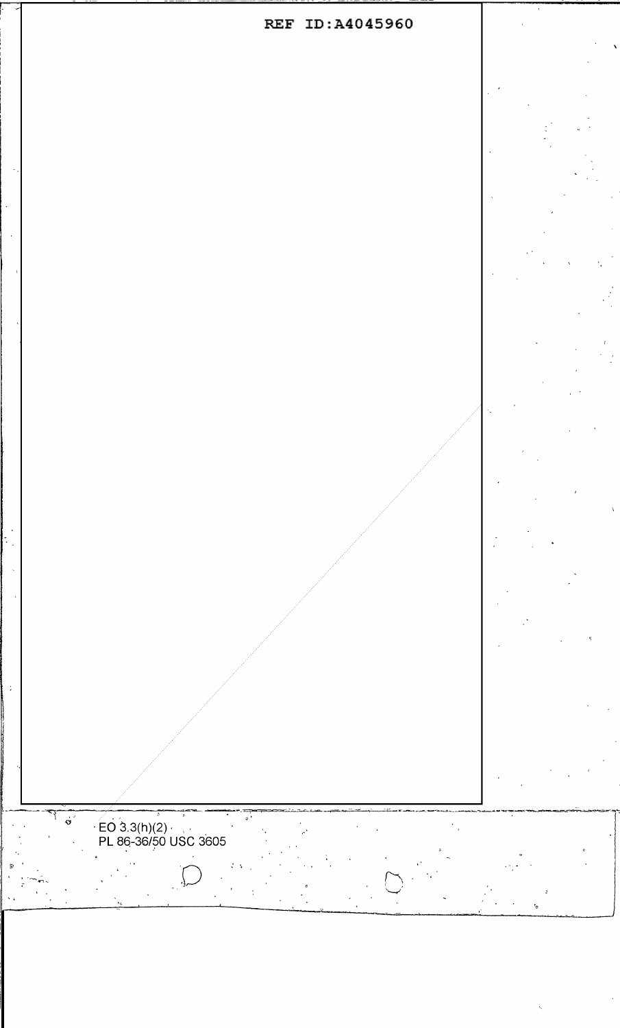EO 3.3(h)(2)
PL 86-36/50 USC 3605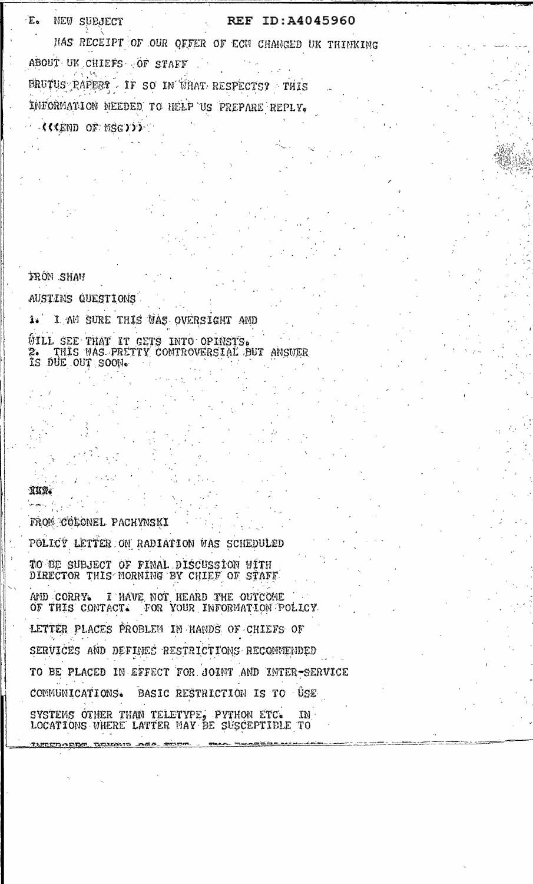E. NEW SUBJECT

HAS RECEIPT OF OUR OFFER OF ECM CHANGED UK THINKING ABOUT UK CHIEFS OF STAFF BRUTUS PAPER? IF SO IN WHAT RESPECTS? THIS INFORMATION NEEDED TO HELP US PREPARE REPLY.

(((END OF MSG)))

FROM SHAW

AUSTINS QUESTIONS

1. I AM SURE THIS WAS OVERSIGHT AND WILL SEE THAT IT GETS INTO OPINSTS.
2. THIS WAS PRETTY CONTROVERSIAL BUT ANSWER IS DUE OUT SOON.

XHR.

FROM COLONEL PACHYNSKI

POLICY LETTER ON RADIATION WAS SCHEDULED TO BE SUBJECT OF FINAL DISCUSSION WITH DIRECTOR THIS MORNING BY CHIEF OF STAFF AND CORRY. I HAVE NOT HEARD THE OUTCOME OF THIS CONTACT. FOR YOUR INFORMATION POLICY LETTER PLACES PROBLEM IN HANDS OF CHIEFS OF SERVICES AND DEFINES RESTRICTIONS RECOMMENDED TO BE PLACED IN EFFECT FOR JOINT AND INTER-SERVICE COMMUNICATIONS. BASIC RESTRICTION IS TO USE SYSTEMS OTHER THAN TELETYPE, PYTHON ETC. IN LOCATIONS WHERE LATTER MAY BE SUSCEPTIBLE TO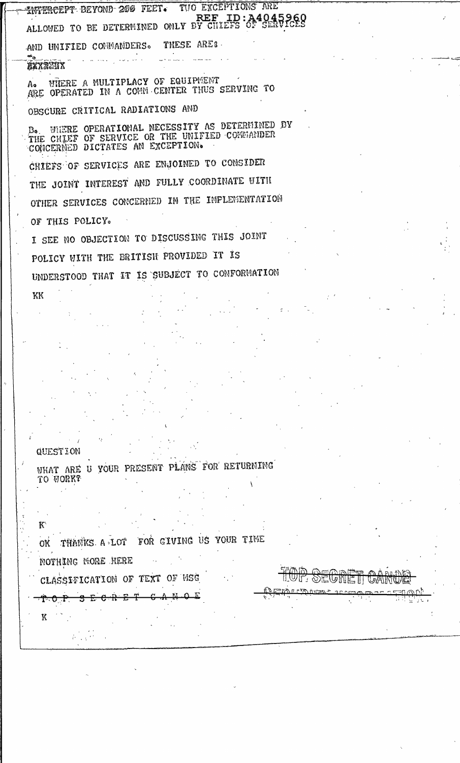~~INTERCEPT~~ BEYOND 200 FEET. TWO EXCEPTIONS ARE ALLOWED TO BE DETERMINED ONLY BY CHIEFS OF SERVICES

REF ID:A4045960

AND UNIFIED COMMANDERS. THESE ARE:

~~XXXXXX~~

A. WHERE A MULTIPLACY OF EQUIPMENT ARE OPERATED IN A COMM CENTER THUS SERVING TO OBSCURE CRITICAL RADIATIONS AND

B. WHERE OPERATIONAL NECESSITY AS DETERMINED BY THE CHIEF OF SERVICE OR THE UNIFIED COMMANDER CONCERNED DICTATES AN EXCEPTION.

CHIEFS OF SERVICES ARE ENJOINED TO CONSIDER THE JOINT INTEREST AND FULLY COORDINATE WITH OTHER SERVICES CONCERNED IN THE IMPLEMENTATION OF THIS POLICY.

I SEE NO OBJECTION TO DISCUSSING THIS JOINT POLICY WITH THE BRITISH PROVIDED IT IS UNDERSTOOD THAT IT IS SUBJECT TO CONFORMATION

KK

QUESTION

WHAT ARE U YOUR PRESENT PLANS FOR RETURNING TO WORK?

K

OK THANKS A LOT FOR GIVING US YOUR TIME

NOTHING MORE HERE

CLASSIFICATION OF TEXT OF MSG

~~T O P S E C R E T C A N O E~~

K

~~TOP SECRET CANOE~~

~~SECURITY INFORMATION~~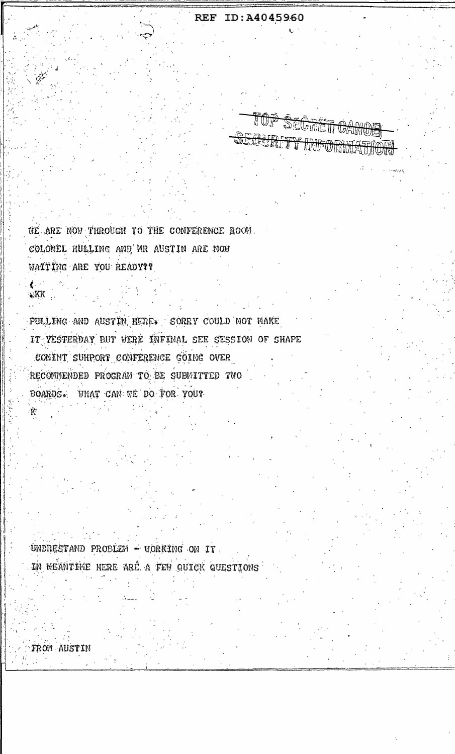REF ID:A4045960

~~TOP SECRET CANOE~~
~~SECURITY INFORMATION~~

WE ARE NOW THROUGH TO THE CONFERENCE ROOM.
COLONEL HULLING AND MR AUSTIN ARE NOW
WAITING ARE YOU READY??

KK

PULLING AND AUSTIN HERE. SORRY COULD NOT MAKE
IT YESTERDAY BUT WERE INFINAL SEE SESSION OF SHAPE
COMINT SUHPORT CONFERENCE GOING OVER
RECOMMENDED PROGRAM TO BE SUBMITTED TWO
BOARDS. WHAT CAN WE DO FOR YOU?

K

UNDRESTAND PROBLEM - WORKING ON IT
IN MEANTIME HERE ARE A FEW QUICK QUESTIONS

FROM AUSTIN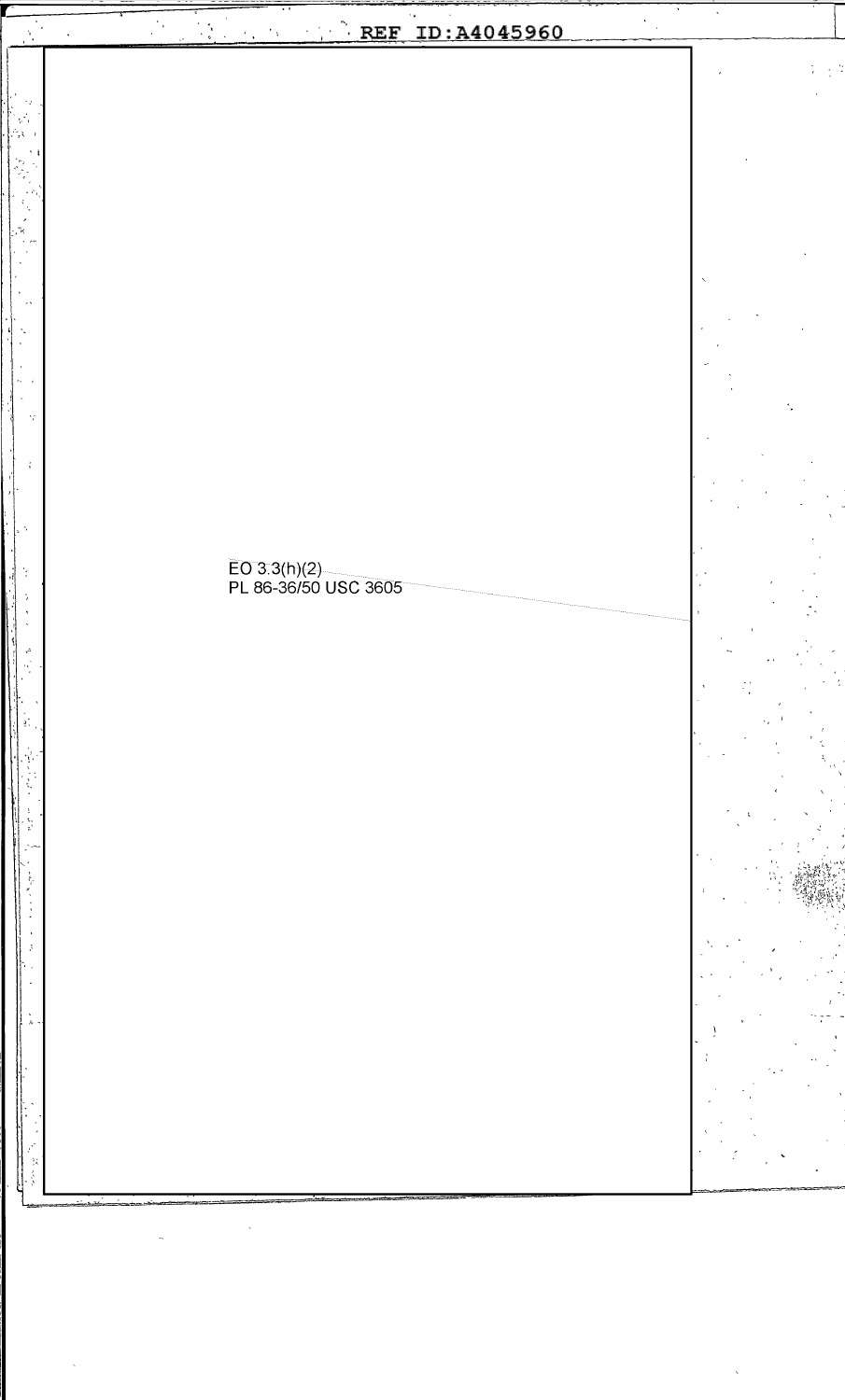EO 3.3(h)(2)
PL 86-36/50 USC 3605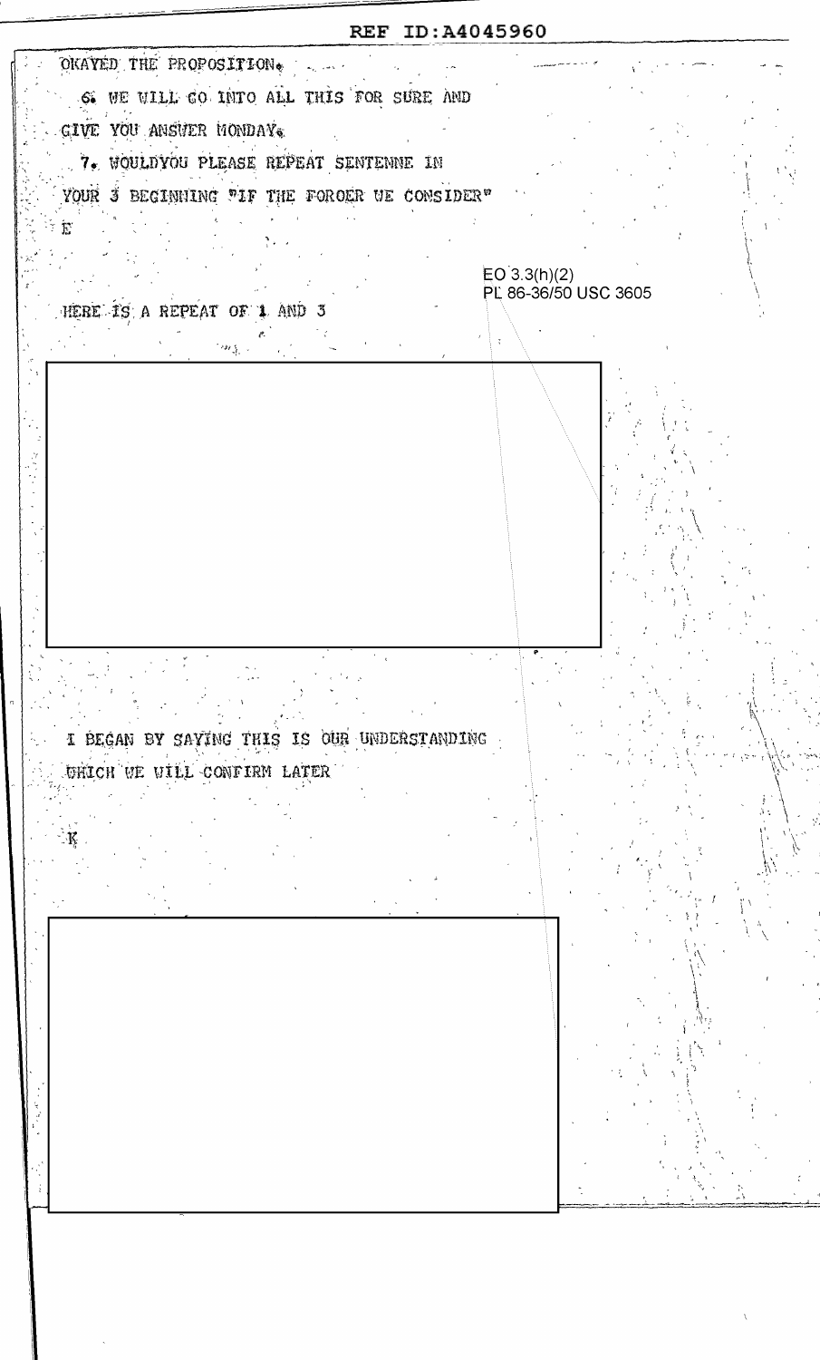REF ID:A4045960

OKAYED THE PROPOSITION.

6. WE WILL GO INTO ALL THIS FOR SURE AND GIVE YOU ANSWER MONDAY.

7. WOULDYOU PLEASE REPEAT SENTENNE IN YOUR 3 BEGINNING "IF THE FOROER WE CONSIDER"

E

EO 3.3(h)(2)
PL 86-36/50 USC 3605

HERE IS A REPEAT OF 1 AND 3

I BEGAN BY SAYING THIS IS OUR UNDERSTANDING WHICH WE WILL CONFIRM LATER

K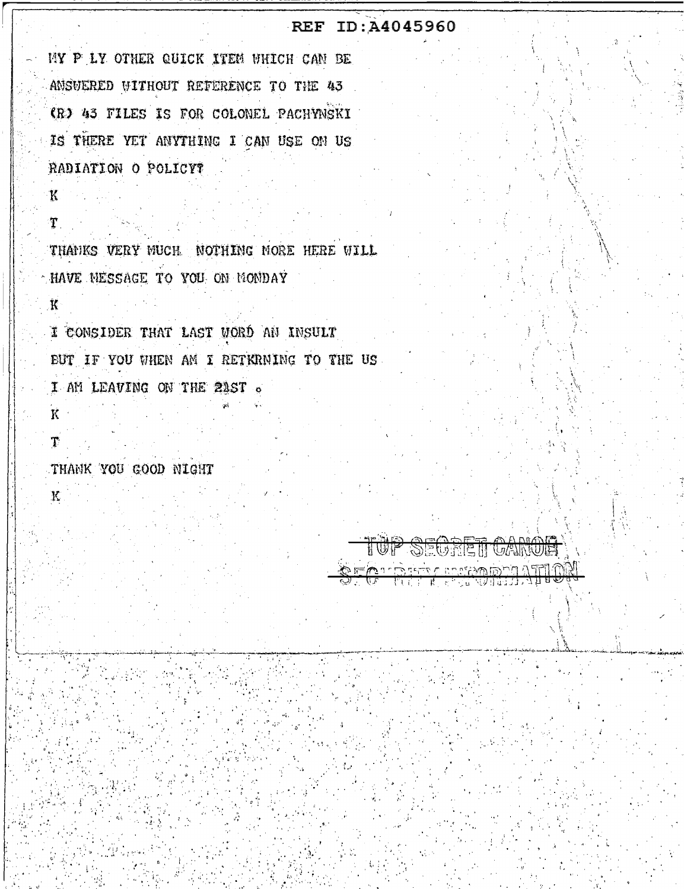REF ID:A4045960

MY P LY OTHER QUICK ITEM WHICH CAN BE

ANSWERED WITHOUT REFERENCE TO THE 43

(R) 43 FILES IS FOR COLONEL PACHYNSKI

IS THERE YET ANYTHING I CAN USE ON US

RADIATION O POLICY?

K

T

THANKS VERY MUCH NOTHING MORE HERE WILL

HAVE MESSAGE TO YOU ON MONDAY

K

I CONSIDER THAT LAST WORD AN INSULT

BUT IF YOU WHEN AM I RETKRNING TO THE US

I AM LEAVING ON THE 21ST .

K

T

THANK YOU GOOD NIGHT

K

~~TOP SECRET CANOE~~

~~SECURITY INFORMATION~~